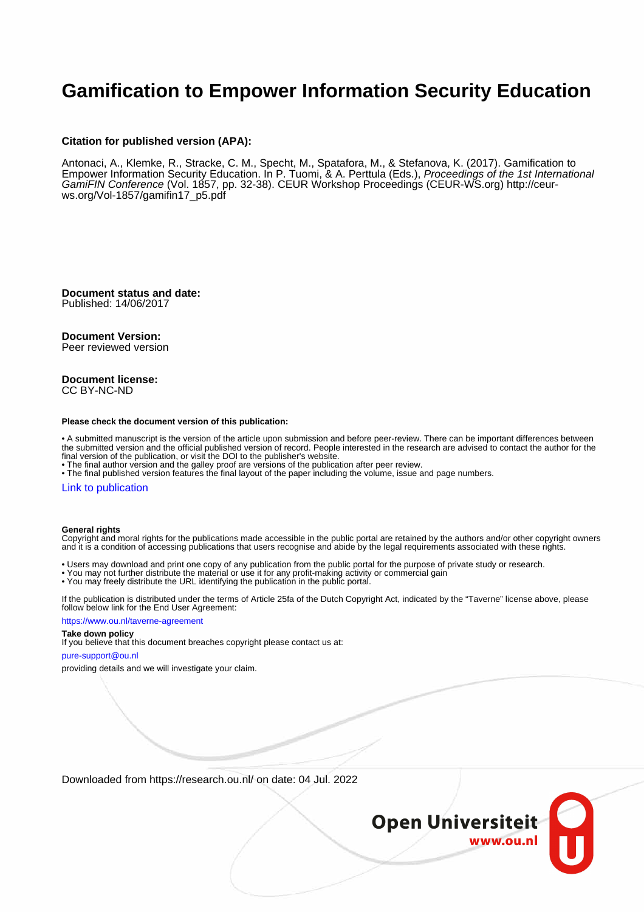# Gamification to Empower Information Security Education

**Citation for published version (APA):**

Antonaci, A., Klemke, R., Stracke, C. M., Specht, M., Spatafora, M., & Stefanova, K. (2017). Gamification to Empower Information Security Education. In P. Tuomi, & A. Perttula (Eds.), *Proceedings of the 1st International GamiFIN Conference* (Vol. 1857, pp. 32-38). CEUR Workshop Proceedings (CEUR-WS.org) http://ceur-ws.org/Vol-1857/gamifin17_p5.pdf

**Document status and date:**
Published: 14/06/2017

**Document Version:**
Peer reviewed version

**Document license:**
CC BY-NC-ND

**Please check the document version of this publication:**

• A submitted manuscript is the version of the article upon submission and before peer-review. There can be important differences between the submitted version and the official published version of record. People interested in the research are advised to contact the author for the final version of the publication, or visit the DOI to the publisher's website.
• The final author version and the galley proof are versions of the publication after peer review.
• The final published version features the final layout of the paper including the volume, issue and page numbers.

Link to publication

**General rights**
Copyright and moral rights for the publications made accessible in the public portal are retained by the authors and/or other copyright owners and it is a condition of accessing publications that users recognise and abide by the legal requirements associated with these rights.

• Users may download and print one copy of any publication from the public portal for the purpose of private study or research.
• You may not further distribute the material or use it for any profit-making activity or commercial gain
• You may freely distribute the URL identifying the publication in the public portal.

If the publication is distributed under the terms of Article 25fa of the Dutch Copyright Act, indicated by the "Taverne" license above, please follow below link for the End User Agreement:

https://www.ou.nl/taverne-agreement

**Take down policy**
If you believe that this document breaches copyright please contact us at:

pure-support@ou.nl

providing details and we will investigate your claim.

Downloaded from https://research.ou.nl/ on date: 04 Jul. 2022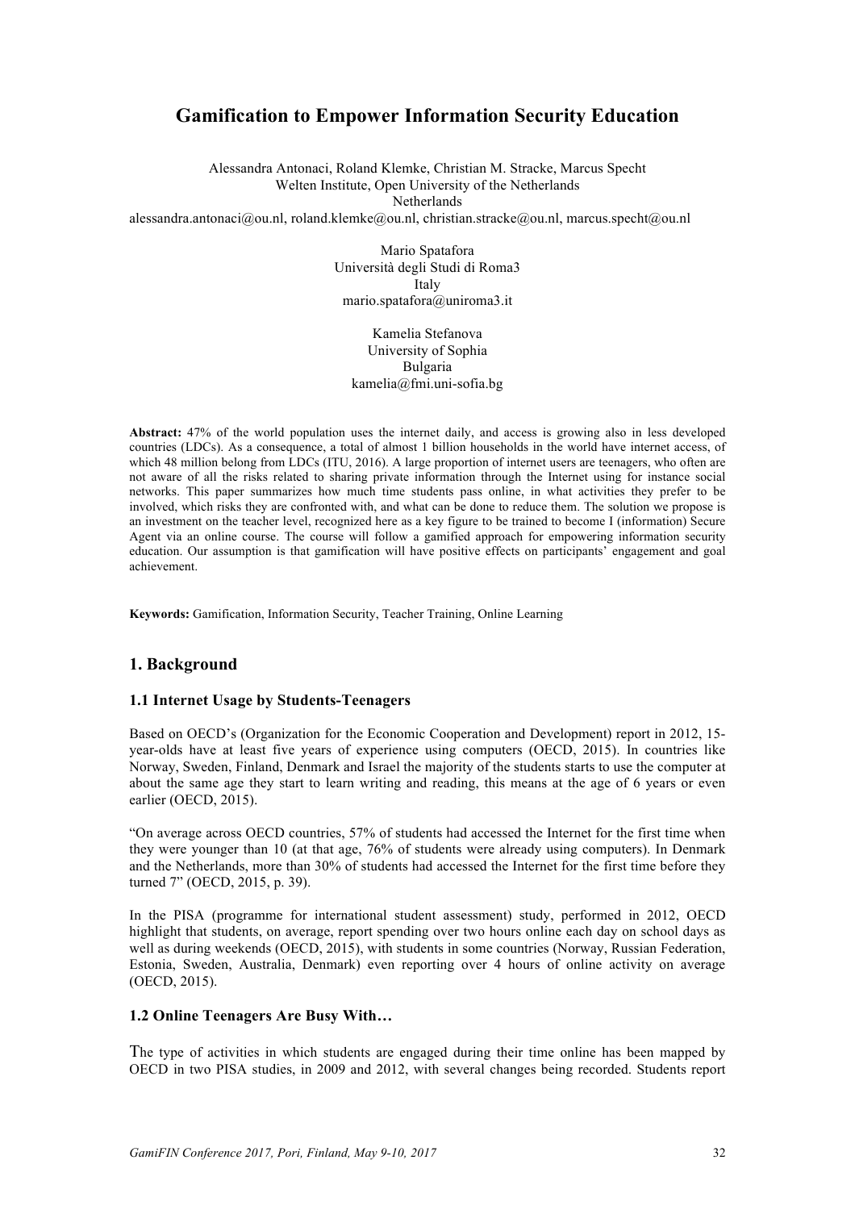# Gamification to Empower Information Security Education

Alessandra Antonaci, Roland Klemke, Christian M. Stracke, Marcus Specht
Welten Institute, Open University of the Netherlands
Netherlands
alessandra.antonaci@ou.nl, roland.klemke@ou.nl, christian.stracke@ou.nl, marcus.specht@ou.nl

Mario Spatafora
Università degli Studi di Roma3
Italy
mario.spatafora@uniroma3.it

Kamelia Stefanova
University of Sophia
Bulgaria
kamelia@fmi.uni-sofia.bg

**Abstract:** 47% of the world population uses the internet daily, and access is growing also in less developed countries (LDCs). As a consequence, a total of almost 1 billion households in the world have internet access, of which 48 million belong from LDCs (ITU, 2016). A large proportion of internet users are teenagers, who often are not aware of all the risks related to sharing private information through the Internet using for instance social networks. This paper summarizes how much time students pass online, in what activities they prefer to be involved, which risks they are confronted with, and what can be done to reduce them. The solution we propose is an investment on the teacher level, recognized here as a key figure to be trained to become I (information) Secure Agent via an online course. The course will follow a gamified approach for empowering information security education. Our assumption is that gamification will have positive effects on participants' engagement and goal achievement.

**Keywords:** Gamification, Information Security, Teacher Training, Online Learning

## 1. Background

### 1.1 Internet Usage by Students-Teenagers

Based on OECD's (Organization for the Economic Cooperation and Development) report in 2012, 15-year-olds have at least five years of experience using computers (OECD, 2015). In countries like Norway, Sweden, Finland, Denmark and Israel the majority of the students starts to use the computer at about the same age they start to learn writing and reading, this means at the age of 6 years or even earlier (OECD, 2015).

"On average across OECD countries, 57% of students had accessed the Internet for the first time when they were younger than 10 (at that age, 76% of students were already using computers). In Denmark and the Netherlands, more than 30% of students had accessed the Internet for the first time before they turned 7" (OECD, 2015, p. 39).

In the PISA (programme for international student assessment) study, performed in 2012, OECD highlight that students, on average, report spending over two hours online each day on school days as well as during weekends (OECD, 2015), with students in some countries (Norway, Russian Federation, Estonia, Sweden, Australia, Denmark) even reporting over 4 hours of online activity on average (OECD, 2015).

### 1.2 Online Teenagers Are Busy With…

The type of activities in which students are engaged during their time online has been mapped by OECD in two PISA studies, in 2009 and 2012, with several changes being recorded. Students report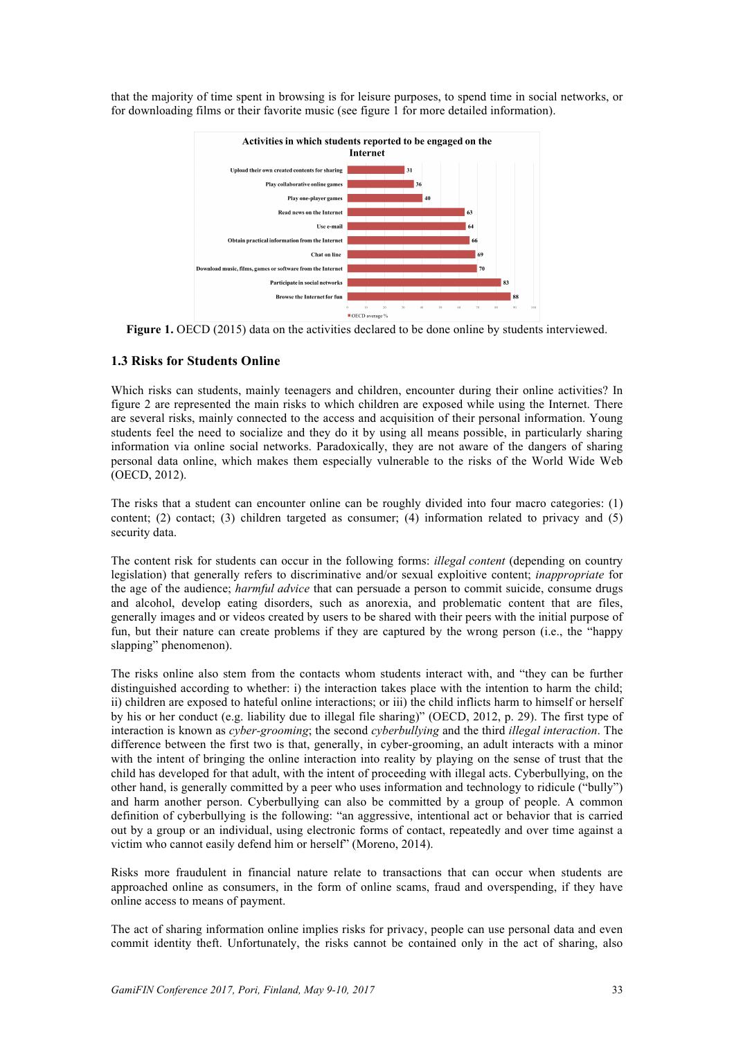that the majority of time spent in browsing is for leisure purposes, to spend time in social networks, or for downloading films or their favorite music (see figure 1 for more detailed information).

**Figure 1.** OECD (2015) data on the activities declared to be done online by students interviewed.

### 1.3 Risks for Students Online

Which risks can students, mainly teenagers and children, encounter during their online activities? In figure 2 are represented the main risks to which children are exposed while using the Internet. There are several risks, mainly connected to the access and acquisition of their personal information. Young students feel the need to socialize and they do it by using all means possible, in particularly sharing information via online social networks. Paradoxically, they are not aware of the dangers of sharing personal data online, which makes them especially vulnerable to the risks of the World Wide Web (OECD, 2012).

The risks that a student can encounter online can be roughly divided into four macro categories: (1) content; (2) contact; (3) children targeted as consumer; (4) information related to privacy and (5) security data.

The content risk for students can occur in the following forms: *illegal content* (depending on country legislation) that generally refers to discriminative and/or sexual exploitive content; *inappropriate* for the age of the audience; *harmful advice* that can persuade a person to commit suicide, consume drugs and alcohol, develop eating disorders, such as anorexia, and problematic content that are files, generally images and or videos created by users to be shared with their peers with the initial purpose of fun, but their nature can create problems if they are captured by the wrong person (i.e., the "happy slapping" phenomenon).

The risks online also stem from the contacts whom students interact with, and "they can be further distinguished according to whether: i) the interaction takes place with the intention to harm the child; ii) children are exposed to hateful online interactions; or iii) the child inflicts harm to himself or herself by his or her conduct (e.g. liability due to illegal file sharing)" (OECD, 2012, p. 29). The first type of interaction is known as *cyber-grooming*; the second *cyberbullying* and the third *illegal interaction*. The difference between the first two is that, generally, in cyber-grooming, an adult interacts with a minor with the intent of bringing the online interaction into reality by playing on the sense of trust that the child has developed for that adult, with the intent of proceeding with illegal acts. Cyberbullying, on the other hand, is generally committed by a peer who uses information and technology to ridicule ("bully") and harm another person. Cyberbullying can also be committed by a group of people. A common definition of cyberbullying is the following: "an aggressive, intentional act or behavior that is carried out by a group or an individual, using electronic forms of contact, repeatedly and over time against a victim who cannot easily defend him or herself" (Moreno, 2014).

Risks more fraudulent in financial nature relate to transactions that can occur when students are approached online as consumers, in the form of online scams, fraud and overspending, if they have online access to means of payment.

The act of sharing information online implies risks for privacy, people can use personal data and even commit identity theft. Unfortunately, the risks cannot be contained only in the act of sharing, also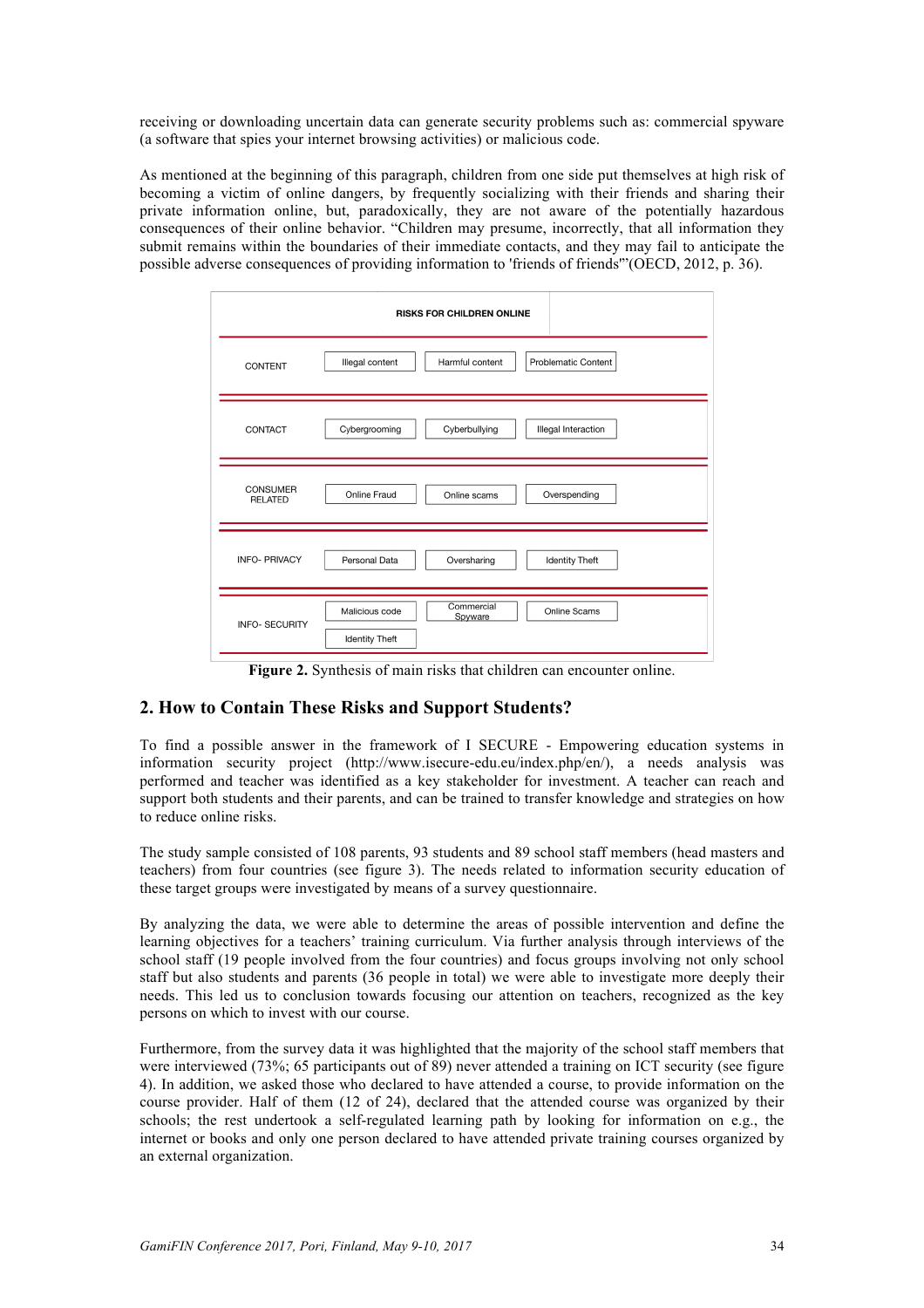receiving or downloading uncertain data can generate security problems such as: commercial spyware (a software that spies your internet browsing activities) or malicious code.

As mentioned at the beginning of this paragraph, children from one side put themselves at high risk of becoming a victim of online dangers, by frequently socializing with their friends and sharing their private information online, but, paradoxically, they are not aware of the potentially hazardous consequences of their online behavior. "Children may presume, incorrectly, that all information they submit remains within the boundaries of their immediate contacts, and they may fail to anticipate the possible adverse consequences of providing information to 'friends of friends'"(OECD, 2012, p. 36).

| RISKS FOR CHILDREN ONLINE | | | |
| --- | --- | --- | --- |
| CONTENT | Illegal content | Harmful content | Problematic Content |
| CONTACT | Cybergrooming | Cyberbullying | Illegal Interaction |
| CONSUMER RELATED | Online Fraud | Online scams | Overspending |
| INFO- PRIVACY | Personal Data | Oversharing | Identity Theft |
| INFO- SECURITY | Malicious code | Commercial Spyware | Online Scams |
| | Identity Theft | | |

**Figure 2.** Synthesis of main risks that children can encounter online.

## 2. How to Contain These Risks and Support Students?

To find a possible answer in the framework of I SECURE - Empowering education systems in information security project (http://www.isecure-edu.eu/index.php/en/), a needs analysis was performed and teacher was identified as a key stakeholder for investment. A teacher can reach and support both students and their parents, and can be trained to transfer knowledge and strategies on how to reduce online risks.

The study sample consisted of 108 parents, 93 students and 89 school staff members (head masters and teachers) from four countries (see figure 3). The needs related to information security education of these target groups were investigated by means of a survey questionnaire.

By analyzing the data, we were able to determine the areas of possible intervention and define the learning objectives for a teachers' training curriculum. Via further analysis through interviews of the school staff (19 people involved from the four countries) and focus groups involving not only school staff but also students and parents (36 people in total) we were able to investigate more deeply their needs. This led us to conclusion towards focusing our attention on teachers, recognized as the key persons on which to invest with our course.

Furthermore, from the survey data it was highlighted that the majority of the school staff members that were interviewed (73%; 65 participants out of 89) never attended a training on ICT security (see figure 4). In addition, we asked those who declared to have attended a course, to provide information on the course provider. Half of them (12 of 24), declared that the attended course was organized by their schools; the rest undertook a self-regulated learning path by looking for information on e.g., the internet or books and only one person declared to have attended private training courses organized by an external organization.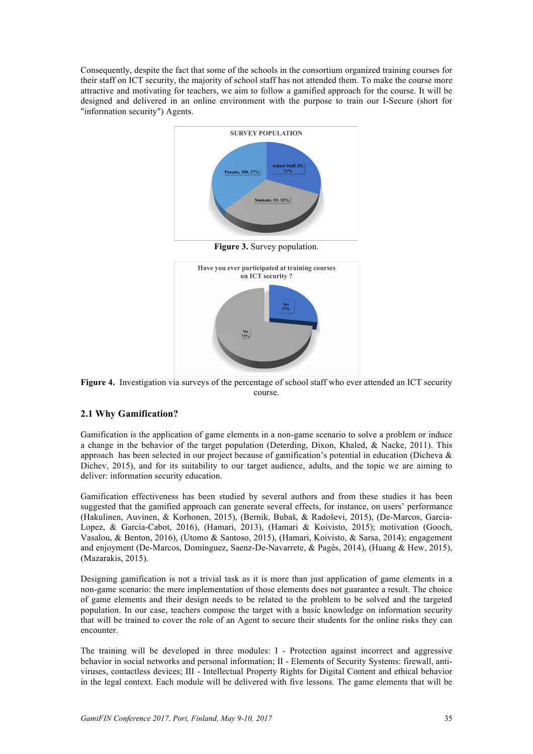Consequently, despite the fact that some of the schools in the consortium organized training courses for their staff on ICT security, the majority of school staff has not attended them. To make the course more attractive and motivating for teachers, we aim to follow a gamified approach for the course. It will be designed and delivered in an online environment with the purpose to train our I-Secure (short for "information security") Agents.

**Figure 3.** Survey population.

**Figure 4.** Investigation via surveys of the percentage of school staff who ever attended an ICT security course.

## 2.1 Why Gamification?

Gamification is the application of game elements in a non-game scenario to solve a problem or induce a change in the behavior of the target population (Deterding, Dixon, Khaled, & Nacke, 2011). This approach has been selected in our project because of gamification's potential in education (Dicheva & Dichev, 2015), and for its suitability to our target audience, adults, and the topic we are aiming to deliver: information security education.

Gamification effectiveness has been studied by several authors and from these studies it has been suggested that the gamified approach can generate several effects, for instance, on users' performance (Hakulinen, Auvinen, & Korhonen, 2015), (Bernik, Bubaš, & Radoševi, 2015), (De-Marcos, Garcia-Lopez, & Garcia-Cabot, 2016), (Hamari, 2013), (Hamari & Koivisto, 2015); motivation (Gooch, Vasalou, & Benton, 2016), (Utomo & Santoso, 2015), (Hamari, Koivisto, & Sarsa, 2014); engagement and enjoyment (De-Marcos, Domínguez, Saenz-De-Navarrete, & Pagés, 2014), (Huang & Hew, 2015), (Mazarakis, 2015).

Designing gamification is not a trivial task as it is more than just application of game elements in a non-game scenario: the mere implementation of those elements does not guarantee a result. The choice of game elements and their design needs to be related to the problem to be solved and the targeted population. In our case, teachers compose the target with a basic knowledge on information security that will be trained to cover the role of an Agent to secure their students for the online risks they can encounter.

The training will be developed in three modules: I - Protection against incorrect and aggressive behavior in social networks and personal information; II - Elements of Security Systems: firewall, anti-viruses, contactless devices; III - Intellectual Property Rights for Digital Content and ethical behavior in the legal context. Each module will be delivered with five lessons. The game elements that will be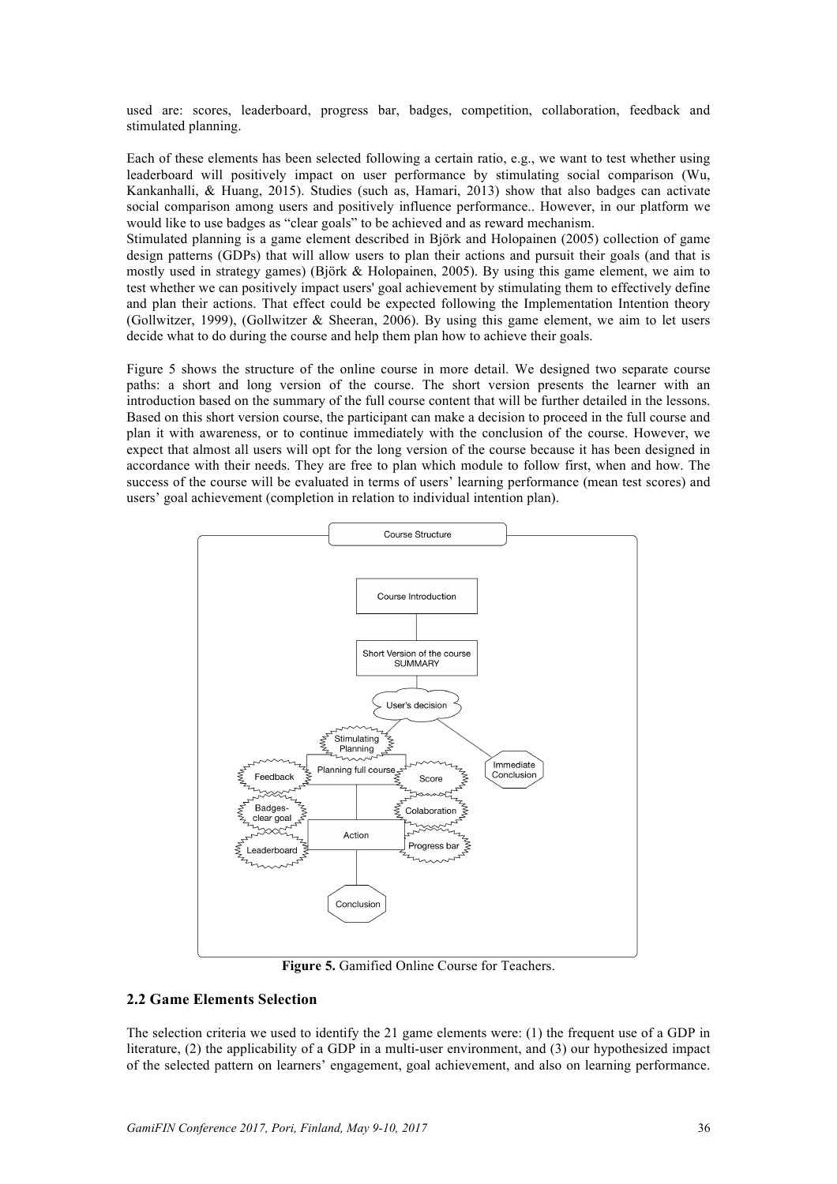used are: scores, leaderboard, progress bar, badges, competition, collaboration, feedback and stimulated planning.

Each of these elements has been selected following a certain ratio, e.g., we want to test whether using leaderboard will positively impact on user performance by stimulating social comparison (Wu, Kankanhalli, & Huang, 2015). Studies (such as, Hamari, 2013) show that also badges can activate social comparison among users and positively influence performance.. However, in our platform we would like to use badges as "clear goals" to be achieved and as reward mechanism.

Stimulated planning is a game element described in Björk and Holopainen (2005) collection of game design patterns (GDPs) that will allow users to plan their actions and pursuit their goals (and that is mostly used in strategy games) (Björk & Holopainen, 2005). By using this game element, we aim to test whether we can positively impact users' goal achievement by stimulating them to effectively define and plan their actions. That effect could be expected following the Implementation Intention theory (Gollwitzer, 1999), (Gollwitzer & Sheeran, 2006). By using this game element, we aim to let users decide what to do during the course and help them plan how to achieve their goals.

Figure 5 shows the structure of the online course in more detail. We designed two separate course paths: a short and long version of the course. The short version presents the learner with an introduction based on the summary of the full course content that will be further detailed in the lessons. Based on this short version course, the participant can make a decision to proceed in the full course and plan it with awareness, or to continue immediately with the conclusion of the course. However, we expect that almost all users will opt for the long version of the course because it has been designed in accordance with their needs. They are free to plan which module to follow first, when and how. The success of the course will be evaluated in terms of users' learning performance (mean test scores) and users' goal achievement (completion in relation to individual intention plan).

Course Structure

Course Introduction

Short Version of the course SUMMARY

User's decision

Stimulating Planning

Planning full course

Feedback

Score

Immediate Conclusion

Badges- clear goal

Colaboration

Action

Leaderboard

Progress bar

Conclusion

**Figure 5.** Gamified Online Course for Teachers.

## 2.2 Game Elements Selection

The selection criteria we used to identify the 21 game elements were: (1) the frequent use of a GDP in literature, (2) the applicability of a GDP in a multi-user environment, and (3) our hypothesized impact of the selected pattern on learners' engagement, goal achievement, and also on learning performance.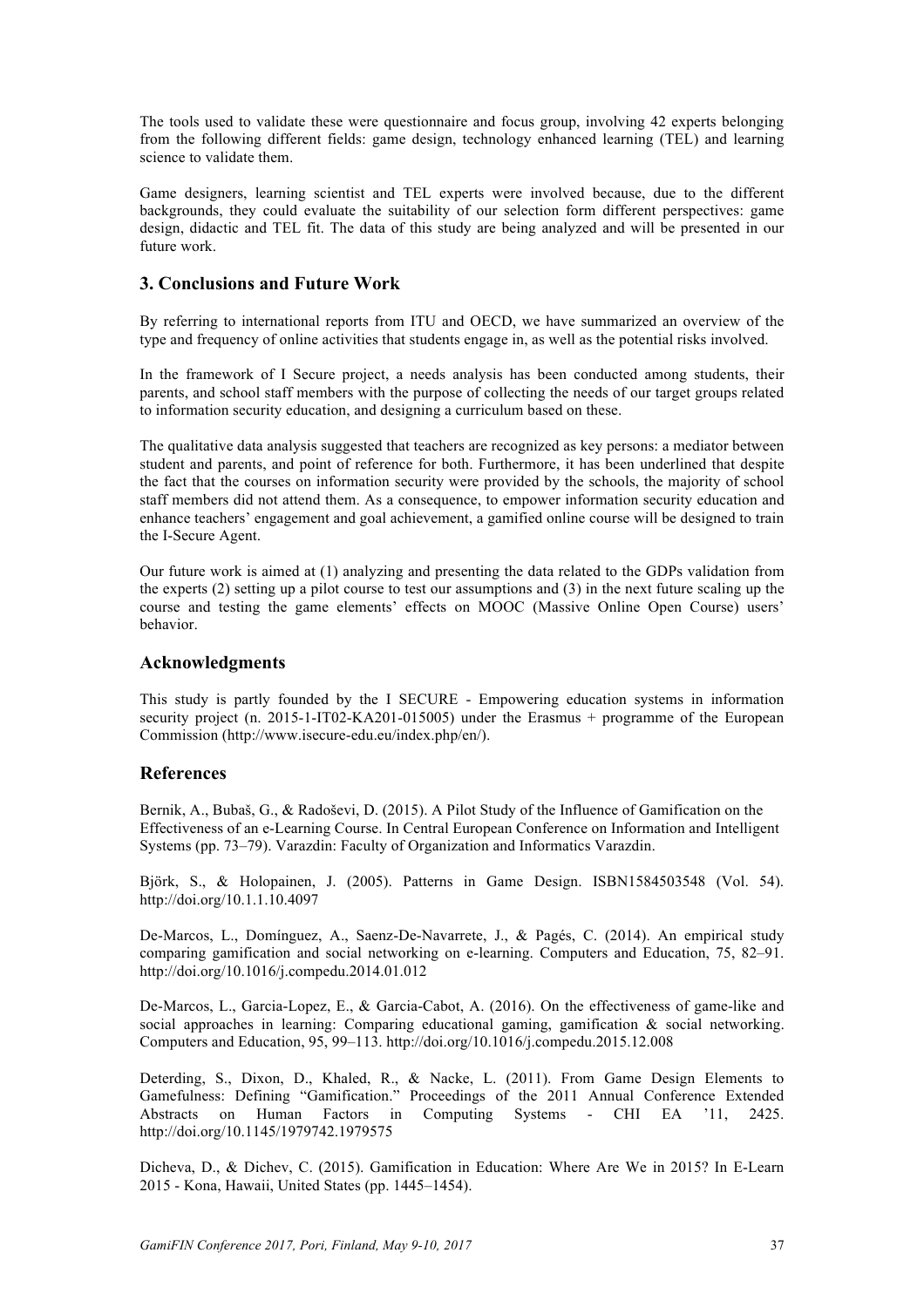The tools used to validate these were questionnaire and focus group, involving 42 experts belonging from the following different fields: game design, technology enhanced learning (TEL) and learning science to validate them.

Game designers, learning scientist and TEL experts were involved because, due to the different backgrounds, they could evaluate the suitability of our selection form different perspectives: game design, didactic and TEL fit. The data of this study are being analyzed and will be presented in our future work.

## 3. Conclusions and Future Work

By referring to international reports from ITU and OECD, we have summarized an overview of the type and frequency of online activities that students engage in, as well as the potential risks involved.

In the framework of I Secure project, a needs analysis has been conducted among students, their parents, and school staff members with the purpose of collecting the needs of our target groups related to information security education, and designing a curriculum based on these.

The qualitative data analysis suggested that teachers are recognized as key persons: a mediator between student and parents, and point of reference for both. Furthermore, it has been underlined that despite the fact that the courses on information security were provided by the schools, the majority of school staff members did not attend them. As a consequence, to empower information security education and enhance teachers' engagement and goal achievement, a gamified online course will be designed to train the I-Secure Agent.

Our future work is aimed at (1) analyzing and presenting the data related to the GDPs validation from the experts (2) setting up a pilot course to test our assumptions and (3) in the next future scaling up the course and testing the game elements' effects on MOOC (Massive Online Open Course) users' behavior.

## Acknowledgments

This study is partly founded by the I SECURE - Empowering education systems in information security project (n. 2015-1-IT02-KA201-015005) under the Erasmus + programme of the European Commission (http://www.isecure-edu.eu/index.php/en/).

## References

Bernik, A., Bubaš, G., & Radoševi, D. (2015). A Pilot Study of the Influence of Gamification on the Effectiveness of an e-Learning Course. In Central European Conference on Information and Intelligent Systems (pp. 73–79). Varazdin: Faculty of Organization and Informatics Varazdin.

Björk, S., & Holopainen, J. (2005). Patterns in Game Design. ISBN1584503548 (Vol. 54). http://doi.org/10.1.1.10.4097

De-Marcos, L., Domínguez, A., Saenz-De-Navarrete, J., & Pagés, C. (2014). An empirical study comparing gamification and social networking on e-learning. Computers and Education, 75, 82–91. http://doi.org/10.1016/j.compedu.2014.01.012

De-Marcos, L., Garcia-Lopez, E., & Garcia-Cabot, A. (2016). On the effectiveness of game-like and social approaches in learning: Comparing educational gaming, gamification & social networking. Computers and Education, 95, 99–113. http://doi.org/10.1016/j.compedu.2015.12.008

Deterding, S., Dixon, D., Khaled, R., & Nacke, L. (2011). From Game Design Elements to Gamefulness: Defining "Gamification." Proceedings of the 2011 Annual Conference Extended Abstracts on Human Factors in Computing Systems - CHI EA '11, 2425. http://doi.org/10.1145/1979742.1979575

Dicheva, D., & Dichev, C. (2015). Gamification in Education: Where Are We in 2015? In E-Learn 2015 - Kona, Hawaii, United States (pp. 1445–1454).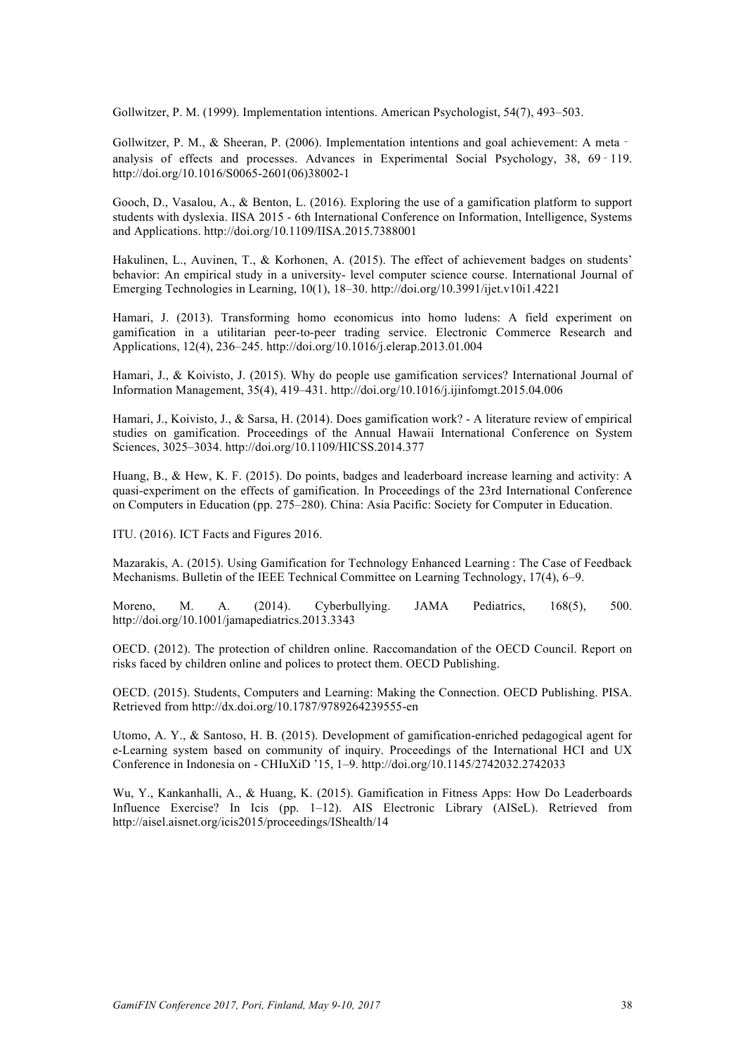Gollwitzer, P. M. (1999). Implementation intentions. American Psychologist, 54(7), 493–503.

Gollwitzer, P. M., & Sheeran, P. (2006). Implementation intentions and goal achievement: A meta‐analysis of effects and processes. Advances in Experimental Social Psychology, 38, 69‐119. http://doi.org/10.1016/S0065-2601(06)38002-1

Gooch, D., Vasalou, A., & Benton, L. (2016). Exploring the use of a gamification platform to support students with dyslexia. IISA 2015 - 6th International Conference on Information, Intelligence, Systems and Applications. http://doi.org/10.1109/IISA.2015.7388001

Hakulinen, L., Auvinen, T., & Korhonen, A. (2015). The effect of achievement badges on students' behavior: An empirical study in a university- level computer science course. International Journal of Emerging Technologies in Learning, 10(1), 18–30. http://doi.org/10.3991/ijet.v10i1.4221

Hamari, J. (2013). Transforming homo economicus into homo ludens: A field experiment on gamification in a utilitarian peer-to-peer trading service. Electronic Commerce Research and Applications, 12(4), 236–245. http://doi.org/10.1016/j.elerap.2013.01.004

Hamari, J., & Koivisto, J. (2015). Why do people use gamification services? International Journal of Information Management, 35(4), 419–431. http://doi.org/10.1016/j.ijinfomgt.2015.04.006

Hamari, J., Koivisto, J., & Sarsa, H. (2014). Does gamification work? - A literature review of empirical studies on gamification. Proceedings of the Annual Hawaii International Conference on System Sciences, 3025–3034. http://doi.org/10.1109/HICSS.2014.377

Huang, B., & Hew, K. F. (2015). Do points, badges and leaderboard increase learning and activity: A quasi-experiment on the effects of gamification. In Proceedings of the 23rd International Conference on Computers in Education (pp. 275–280). China: Asia Pacific: Society for Computer in Education.

ITU. (2016). ICT Facts and Figures 2016.

Mazarakis, A. (2015). Using Gamification for Technology Enhanced Learning : The Case of Feedback Mechanisms. Bulletin of the IEEE Technical Committee on Learning Technology, 17(4), 6–9.

Moreno, M. A. (2014). Cyberbullying. JAMA Pediatrics, 168(5), 500. http://doi.org/10.1001/jamapediatrics.2013.3343

OECD. (2012). The protection of children online. Raccomandation of the OECD Council. Report on risks faced by children online and polices to protect them. OECD Publishing.

OECD. (2015). Students, Computers and Learning: Making the Connection. OECD Publishing. PISA. Retrieved from http://dx.doi.org/10.1787/9789264239555-en

Utomo, A. Y., & Santoso, H. B. (2015). Development of gamification-enriched pedagogical agent for e-Learning system based on community of inquiry. Proceedings of the International HCI and UX Conference in Indonesia on - CHIuXiD '15, 1–9. http://doi.org/10.1145/2742032.2742033

Wu, Y., Kankanhalli, A., & Huang, K. (2015). Gamification in Fitness Apps: How Do Leaderboards Influence Exercise? In Icis (pp. 1–12). AIS Electronic Library (AISeL). Retrieved from http://aisel.aisnet.org/icis2015/proceedings/IShealth/14